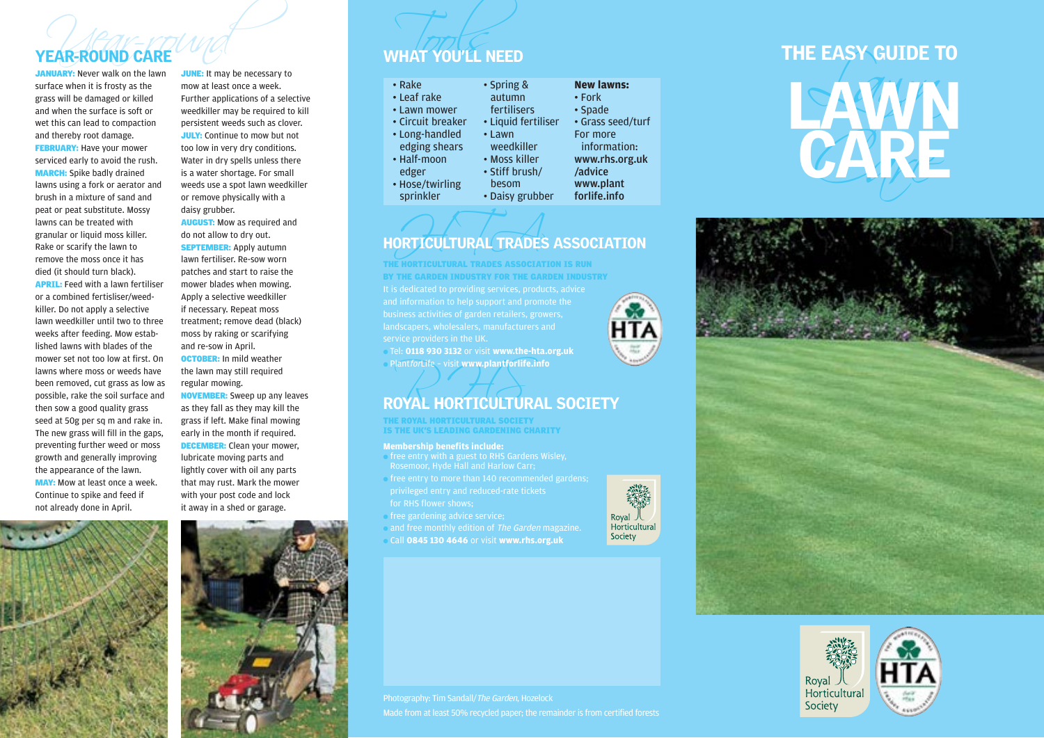# THE EASY GUIDE TO LAWN CARE

## YEAR-ROUND CARE

**JANUARY:** Never walk on the lawn surface when it is frosty as the grass will be damaged or killed and when the surface is soft or wet this can lead to compaction and thereby root damage.

**FEBRUARY:** Have your mower serviced early to avoid the rush.

**MARCH:** Spike badly drained lawns using a fork or aerator and brush in a mixture of sand and peat or peat substitute. Mossy lawns can be treated with granular or liquid moss killer. Rake or scarify the lawn to remove the moss once it has died (it should turn black).

**APRIL:** Feed with a lawn fertiliser or a combined fertiliser/weed-killer. Do not apply a selective lawn weedkiller until two to three weeks after feeding. Mow established lawns with blades of the mower set not too low at first. On lawns where moss or weeds have been removed, cut grass as low as possible, rake the soil surface and then sow a good quality grass seed at 50g per sq m and rake in. The new grass will fill in the gaps, preventing further weed or moss growth and generally improving the appearance of the lawn.

**MAY:** Mow at least once a week. Continue to spike and feed if not already done in April.

**JUNE:** It may be necessary to mow at least once a week. Further applications of a selective weedkiller may be required to kill persistent weeds such as clover.

**JULY:** Continue to mow but not too low in very dry conditions. Water in dry spells unless there is a water shortage. For small weeds use a spot lawn weedkiller or remove physically with a daisy grubber.

**AUGUST:** Mow as required and do not allow to dry out.

**SEPTEMBER:** Apply autumn lawn fertiliser. Re-sow worn patches and start to raise the mower blades when mowing. Apply a selective weedkiller if necessary. Repeat moss treatment; remove dead (black) moss by raking or scarifying and re-sow in April.

**OCTOBER:** In mild weather the lawn may still required regular mowing.

**NOVEMBER:** Sweep up any leaves as they fall as they may kill the grass if left. Make final mowing early in the month if required.

**DECEMBER:** Clean your mower, lubricate moving parts and lightly cover with oil any parts that may rust. Mark the mower with your post code and lock it away in a shed or garage.

## WHAT YOU'LL NEED

- Rake
- Leaf rake
- Lawn mower
- Circuit breaker
- Long-handled edging shears
- Half-moon edger
- Hose/twirling sprinkler
- Spring & autumn fertilisers
- Liquid fertiliser
- Lawn weedkiller
- Moss killer
- Stiff brush/besom
- Daisy grubber

**New lawns:**

- Fork
- Spade
- Grass seed/turf

For more information: **www.rhs.org.uk/advice** **www.plantforlife.info**

## HORTICULTURAL TRADES ASSOCIATION

**THE HORTICULTURAL TRADES ASSOCIATION IS RUN BY THE GARDEN INDUSTRY FOR THE GARDEN INDUSTRY**

It is dedicated to providing services, products, advice and information to help support and promote the business activities of garden retailers, growers, landscapers, wholesalers, manufacturers and service providers in the UK.

- Tel: **0118 930 3132** or visit **www.the-hta.org.uk**
- Plant*for*Life – visit **www.plantforlife.info**

## ROYAL HORTICULTURAL SOCIETY

**THE ROYAL HORTICULTURAL SOCIETY IS THE UK'S LEADING GARDENING CHARITY**

**Membership benefits include:**

- free entry with a guest to RHS Gardens Wisley, Rosemoor, Hyde Hall and Harlow Carr;
- free entry to more than 140 recommended gardens; privileged entry and reduced-rate tickets for RHS flower shows;
- free gardening advice service;
- and free monthly edition of *The Garden* magazine.
- Call **0845 130 4646** or visit **www.rhs.org.uk**

Photography: Tim Sandall/*The Garden*, Hozelock

Made from at least 50% recycled paper; the remainder is from certified forests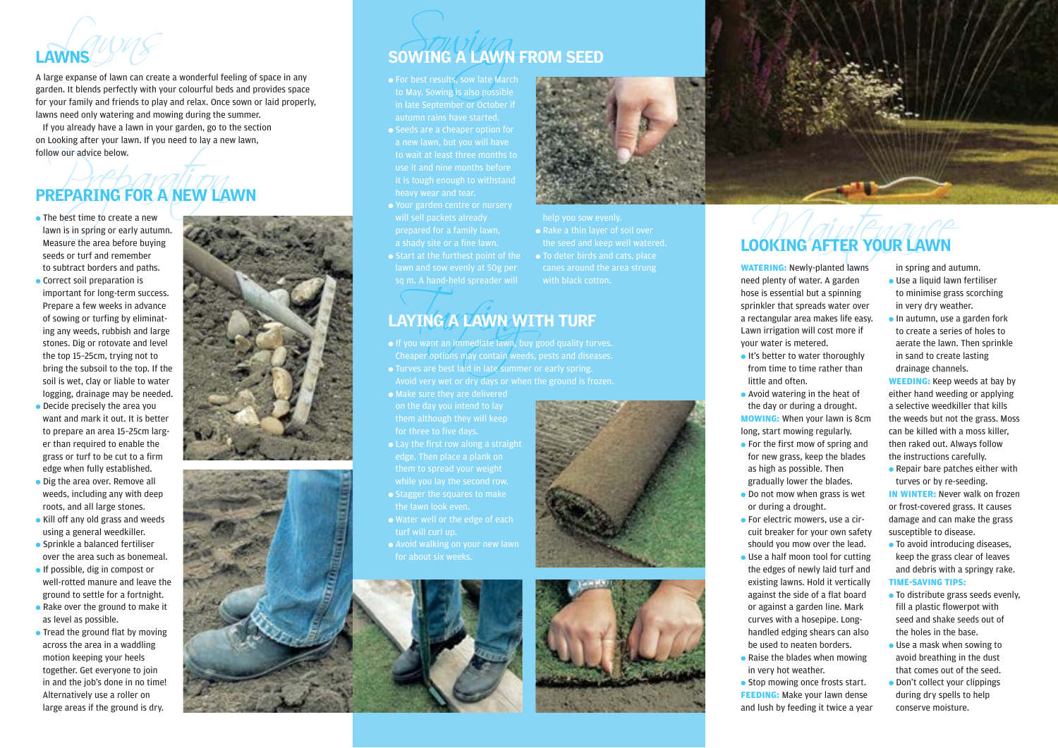# LAWNS

A large expanse of lawn can create a wonderful feeling of space in any garden. It blends perfectly with your colourful beds and provides space for your family and friends to play and relax. Once sown or laid properly, lawns need only watering and mowing during the summer.

If you already have a lawn in your garden, go to the section on Looking after your lawn. If you need to lay a new lawn, follow our advice below.

## PREPARING FOR A NEW LAWN

- The best time to create a new lawn is in spring or early autumn. Measure the area before buying seeds or turf and remember to subtract borders and paths.
- Correct soil preparation is important for long-term success. Prepare a few weeks in advance of sowing or turfing by eliminating any weeds, rubbish and large stones. Dig or rotovate and level the top 15–25cm, trying not to bring the subsoil to the top. If the soil is wet, clay or liable to water logging, drainage may be needed.
- Decide precisely the area you want and mark it out. It is better to prepare an area 15–25cm larger than required to enable the grass or turf to be cut to a firm edge when fully established.
- Dig the area over. Remove all weeds, including any with deep roots, and all large stones.
- Kill off any old grass and weeds using a general weedkiller.
- Sprinkle a balanced fertiliser over the area such as bonemeal.
- If possible, dig in compost or well-rotted manure and leave the ground to settle for a fortnight.
- Rake over the ground to make it as level as possible.
- Tread the ground flat by moving across the area in a waddling motion keeping your heels together. Get everyone to join in and the job's done in no time! Alternatively use a roller on large areas if the ground is dry.

## SOWING A LAWN FROM SEED

- For best results, sow late March to May. Sowing is also possible in late September or October if autumn rains have started.
- Seeds are a cheaper option for a new lawn, but you will have to wait at least three months to use it and nine months before it is tough enough to withstand heavy wear and tear.
- Your garden centre or nursery will sell packets already prepared for a family lawn, a shady site or a fine lawn.
- Start at the furthest point of the lawn and sow evenly at 50g per sq m. A hand-held spreader will help you sow evenly.
- Rake a thin layer of soil over the seed and keep well watered.
- To deter birds and cats, place canes around the area strung with black cotton.

## LAYING A LAWN WITH TURF

- If you want an immediate lawn, buy good quality turves. Cheaper options may contain weeds, pests and diseases.
- Turves are best laid in late summer or early spring. Avoid very wet or dry days or when the ground is frozen.
- Make sure they are delivered on the day you intend to lay them although they will keep for three to five days.
- Lay the first row along a straight edge. Then place a plank on them to spread your weight while you lay the second row.
- Stagger the squares to make the lawn look even.
- Water well or the edge of each turf will curl up.
- Avoid walking on your new lawn for about six weeks.

## LOOKING AFTER YOUR LAWN

**WATERING:** Newly-planted lawns need plenty of water. A garden hose is essential but a spinning sprinkler that spreads water over a rectangular area makes life easy. Lawn irrigation will cost more if your water is metered.

- It's better to water thoroughly from time to time rather than little and often.
- Avoid watering in the heat of the day or during a drought.

**MOWING:** When your lawn is 8cm long, start mowing regularly.

- For the first mow of spring and for new grass, keep the blades as high as possible. Then gradually lower the blades.
- Do not mow when grass is wet or during a drought.
- For electric mowers, use a circuit breaker for your own safety should you mow over the lead.
- Use a half moon tool for cutting the edges of newly laid turf and existing lawns. Hold it vertically against the side of a flat board or against a garden line. Mark curves with a hosepipe. Long-handled edging shears can also be used to neaten borders.
- Raise the blades when mowing in very hot weather.
- Stop mowing once frosts start.

**FEEDING:** Make your lawn dense and lush by feeding it twice a year in spring and autumn.

- Use a liquid lawn fertiliser to minimise grass scorching in very dry weather.
- In autumn, use a garden fork to create a series of holes to aerate the lawn. Then sprinkle in sand to create lasting drainage channels.

**WEEDING:** Keep weeds at bay by either hand weeding or applying a selective weedkiller that kills the weeds but not the grass. Moss can be killed with a moss killer, then raked out. Always follow the instructions carefully.

- Repair bare patches either with turves or by re-seeding.

**IN WINTER:** Never walk on frozen or frost-covered grass. It causes damage and can make the grass susceptible to disease.

- To avoid introducing diseases, keep the grass clear of leaves and debris with a springy rake.

**TIME-SAVING TIPS:**

- To distribute grass seeds evenly, fill a plastic flowerpot with seed and shake seeds out of the holes in the base.
- Use a mask when sowing to avoid breathing in the dust that comes out of the seed.
- Don't collect your clippings during dry spells to help conserve moisture.